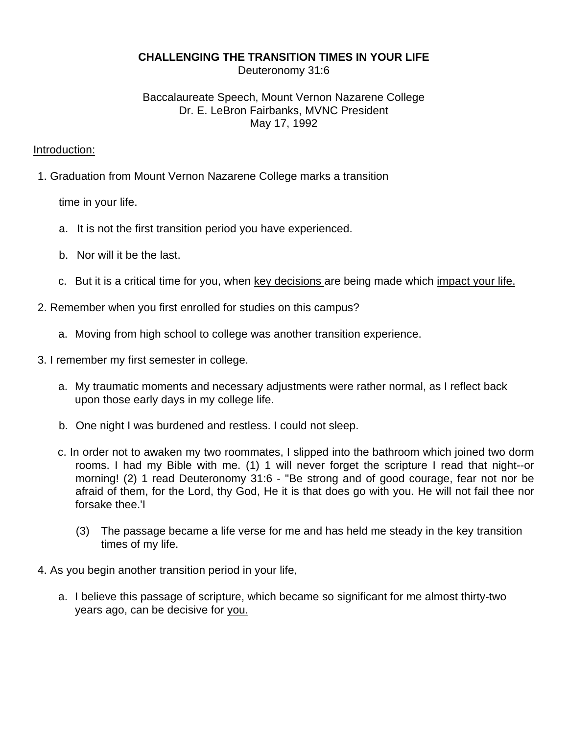**CHALLENGING THE TRANSITION TIMES IN YOUR LIFE**
Deuteronomy 31:6

Baccalaureate Speech, Mount Vernon Nazarene College
Dr. E. LeBron Fairbanks, MVNC President
May 17, 1992

<u>Introduction:</u>

1. Graduation from Mount Vernon Nazarene College marks a transition

   time in your life.

   a. It is not the first transition period you have experienced.

   b. Nor will it be the last.

   c. But it is a critical time for you, when <u>key decisions</u> are being made which <u>impact your life.</u>

2. Remember when you first enrolled for studies on this campus?

   a. Moving from high school to college was another transition experience.

3. I remember my first semester in college.

   a. My traumatic moments and necessary adjustments were rather normal, as I reflect back upon those early days in my college life.

   b. One night I was burdened and restless. I could not sleep.

   c. In order not to awaken my two roommates, I slipped into the bathroom which joined two dorm rooms. I had my Bible with me. (1) 1 will never forget the scripture I read that night--or morning! (2) 1 read Deuteronomy 31:6 - "Be strong and of good courage, fear not nor be afraid of them, for the Lord, thy God, He it is that does go with you. He will not fail thee nor forsake thee.'I

      (3) The passage became a life verse for me and has held me steady in the key transition times of my life.

4. As you begin another transition period in your life,

   a. I believe this passage of scripture, which became so significant for me almost thirty-two years ago, can be decisive for <u>you.</u>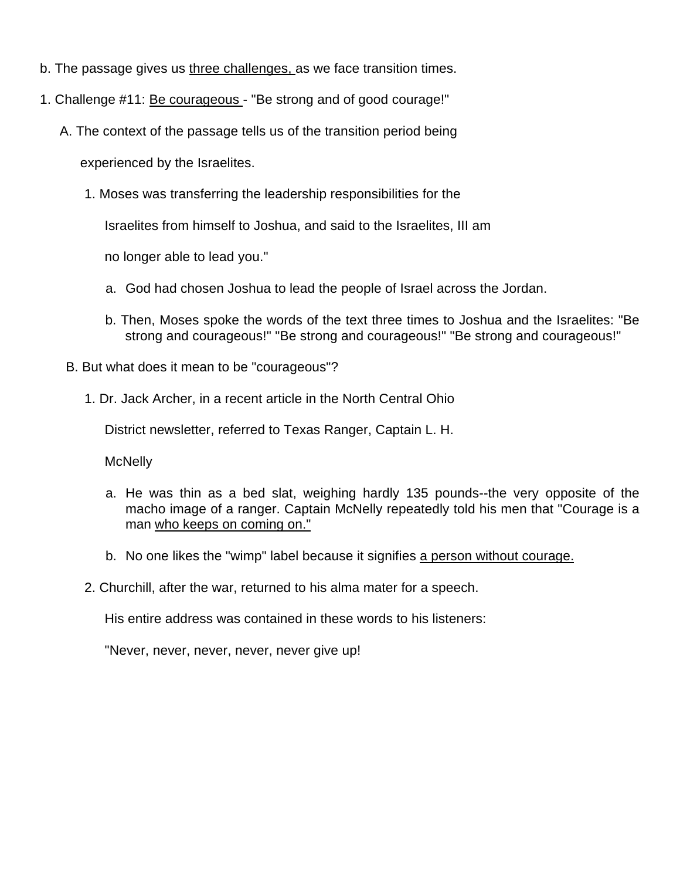b. The passage gives us <u>three challenges,</u> as we face transition times.

1. Challenge #11: <u>Be courageous</u> - "Be strong and of good courage!"

   A. The context of the passage tells us of the transition period being experienced by the Israelites.

      1. Moses was transferring the leadership responsibilities for the Israelites from himself to Joshua, and said to the Israelites, III am no longer able to lead you."

         a. God had chosen Joshua to lead the people of Israel across the Jordan.

         b. Then, Moses spoke the words of the text three times to Joshua and the Israelites: "Be strong and courageous!" "Be strong and courageous!" "Be strong and courageous!"

   B. But what does it mean to be "courageous"?

      1. Dr. Jack Archer, in a recent article in the North Central Ohio District newsletter, referred to Texas Ranger, Captain L. H. McNelly

         a. He was thin as a bed slat, weighing hardly 135 pounds--the very opposite of the macho image of a ranger. Captain McNelly repeatedly told his men that "Courage is a man <u>who keeps on coming on."</u>

         b. No one likes the "wimp" label because it signifies <u>a person without courage.</u>

      2. Churchill, after the war, returned to his alma mater for a speech. His entire address was contained in these words to his listeners: "Never, never, never, never, never give up!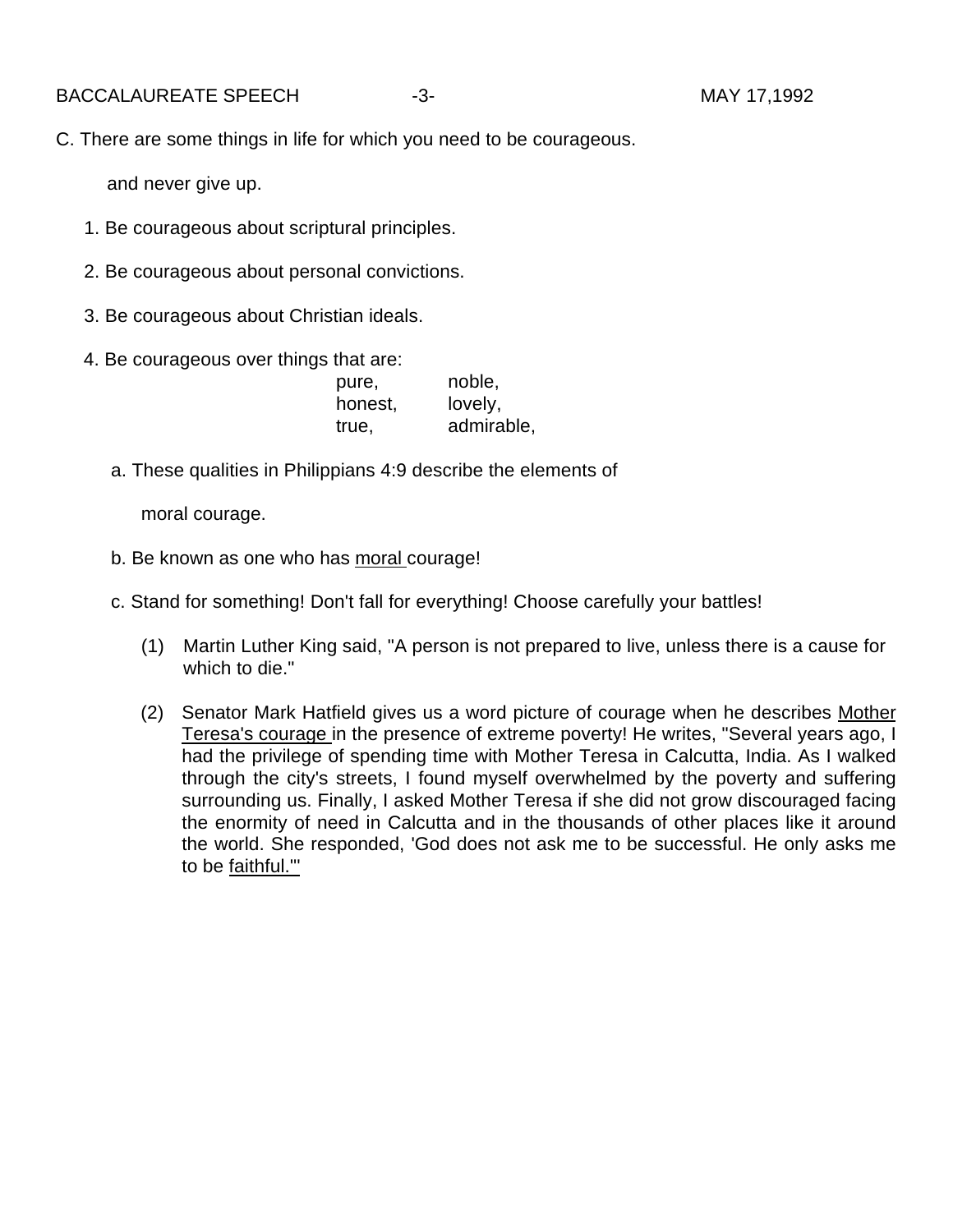C. There are some things in life for which you need to be courageous.

and never give up.

1. Be courageous about scriptural principles.
2. Be courageous about personal convictions.
3. Be courageous about Christian ideals.
4. Be courageous over things that are:

| | |
|---|---|
| pure, | noble, |
| honest, | lovely, |
| true, | admirable, |

a. These qualities in Philippians 4:9 describe the elements of moral courage.

b. Be known as one who has <u>moral</u> courage!

c. Stand for something! Don't fall for everything! Choose carefully your battles!

(1) Martin Luther King said, "A person is not prepared to live, unless there is a cause for which to die."

(2) Senator Mark Hatfield gives us a word picture of courage when he describes <u>Mother Teresa's courage</u> in the presence of extreme poverty! He writes, "Several years ago, I had the privilege of spending time with Mother Teresa in Calcutta, India. As I walked through the city's streets, I found myself overwhelmed by the poverty and suffering surrounding us. Finally, I asked Mother Teresa if she did not grow discouraged facing the enormity of need in Calcutta and in the thousands of other places like it around the world. She responded, 'God does not ask me to be successful. He only asks me to be <u>faithful.'"</u>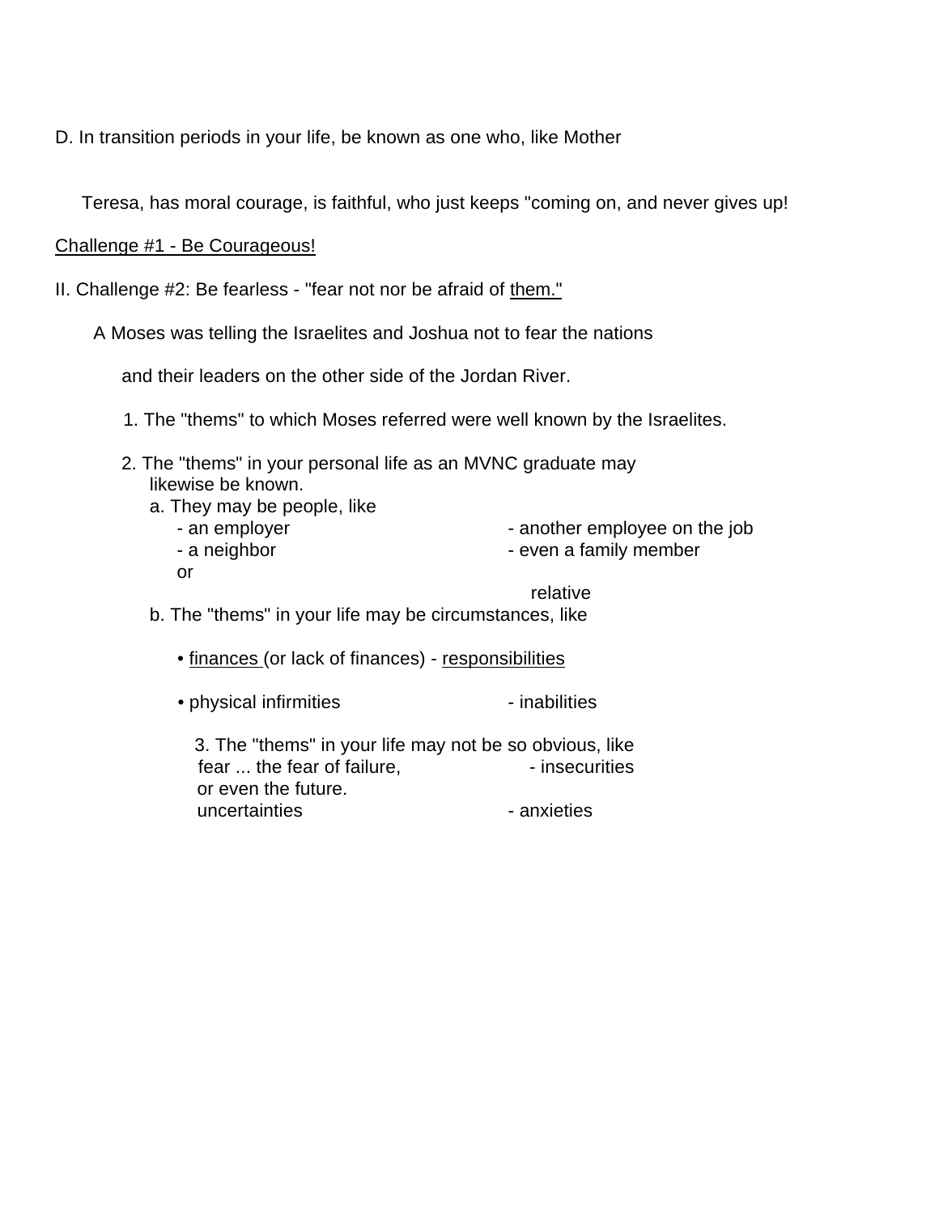D. In transition periods in your life, be known as one who, like Mother Teresa, has moral courage, is faithful, who just keeps "coming on, and never gives up!

<u>Challenge #1 - Be Courageous!</u>

II. Challenge #2: Be fearless - "fear not nor be afraid of <u>them."</u>

A Moses was telling the Israelites and Joshua not to fear the nations and their leaders on the other side of the Jordan River.

1. The "thems" to which Moses referred were well known by the Israelites.

2. The "thems" in your personal life as an MVNC graduate may likewise be known.

   a. They may be people, like
      - an employer
      - another employee on the job
      - a neighbor
      - even a family member or relative

   b. The "thems" in your life may be circumstances, like
      - <u>finances</u> (or lack of finances)
      - <u>responsibilities</u>
      - physical infirmities
      - inabilities

3. The "thems" in your life may not be so obvious, like
   - fear ... the fear of failure, or even the future.
   - insecurities
   - uncertainties
   - anxieties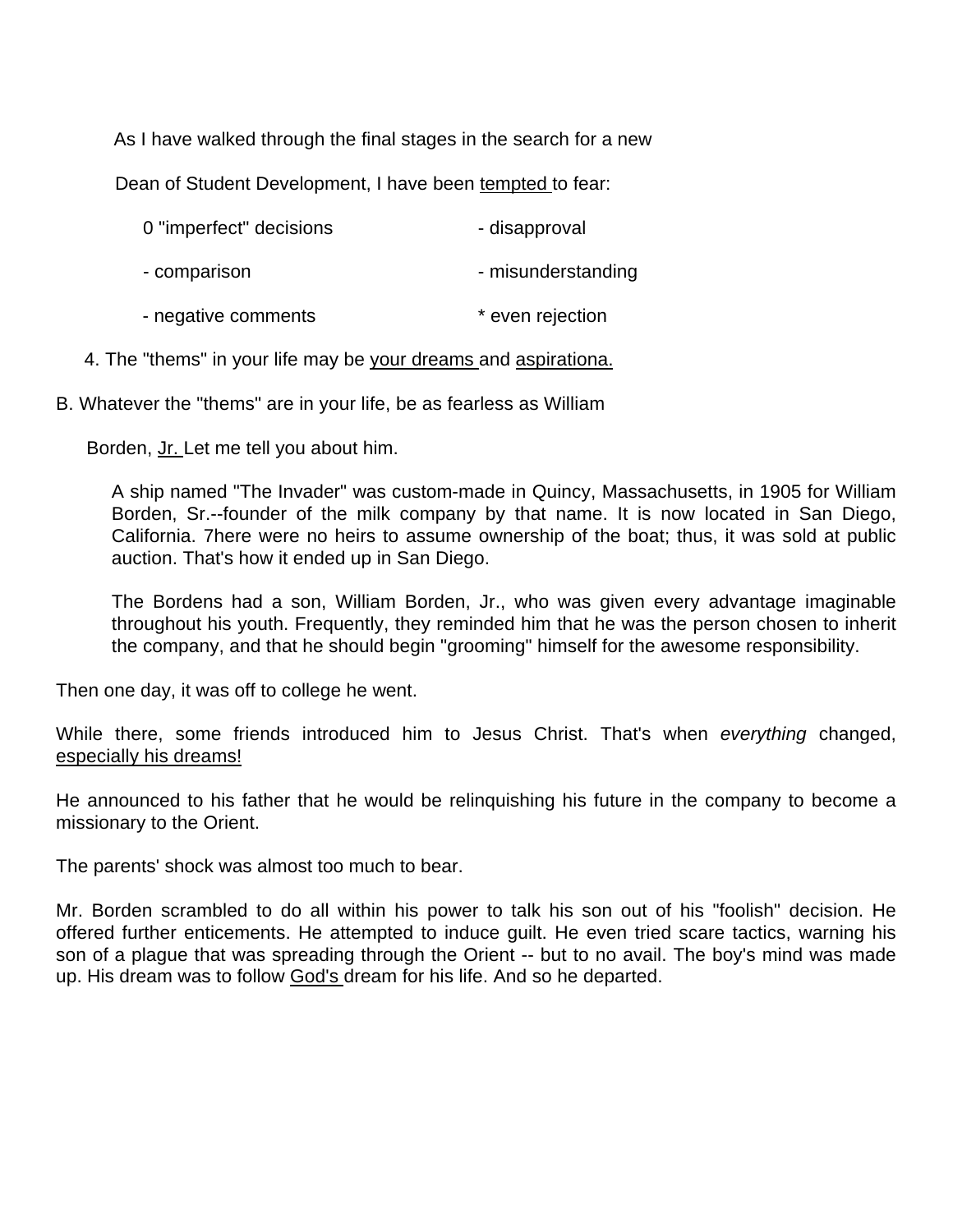As I have walked through the final stages in the search for a new Dean of Student Development, I have been <u>tempted</u> to fear:

0 "imperfect" decisions - disapproval
- comparison - misunderstanding
- negative comments * even rejection

4. The "thems" in your life may be <u>your dreams</u> and <u>aspirationa.</u>

B. Whatever the "thems" are in your life, be as fearless as William Borden, <u>Jr.</u> Let me tell you about him.

A ship named "The Invader" was custom-made in Quincy, Massachusetts, in 1905 for William Borden, Sr.--founder of the milk company by that name. It is now located in San Diego, California. 7here were no heirs to assume ownership of the boat; thus, it was sold at public auction. That's how it ended up in San Diego.

The Bordens had a son, William Borden, Jr., who was given every advantage imaginable throughout his youth. Frequently, they reminded him that he was the person chosen to inherit the company, and that he should begin "grooming" himself for the awesome responsibility.

Then one day, it was off to college he went.

While there, some friends introduced him to Jesus Christ. That's when *everything* changed, <u>especially his dreams!</u>

He announced to his father that he would be relinquishing his future in the company to become a missionary to the Orient.

The parents' shock was almost too much to bear.

Mr. Borden scrambled to do all within his power to talk his son out of his "foolish" decision. He offered further enticements. He attempted to induce guilt. He even tried scare tactics, warning his son of a plague that was spreading through the Orient -- but to no avail. The boy's mind was made up. His dream was to follow <u>God's</u> dream for his life. And so he departed.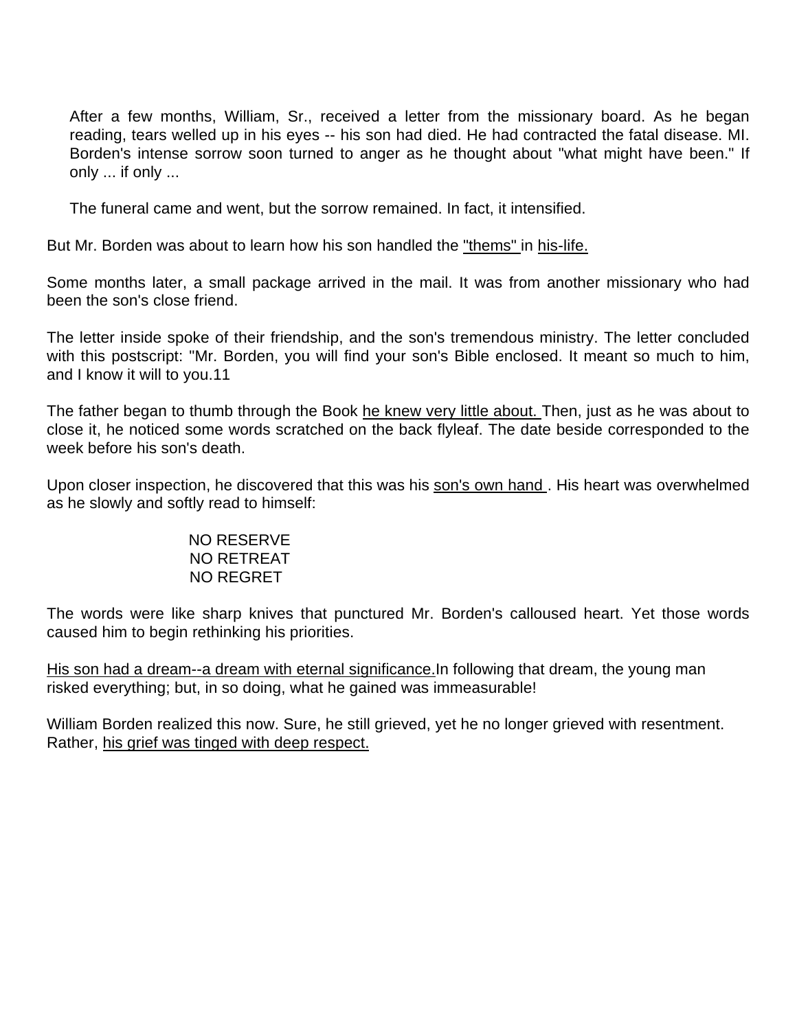After a few months, William, Sr., received a letter from the missionary board. As he began reading, tears welled up in his eyes -- his son had died. He had contracted the fatal disease. MI. Borden's intense sorrow soon turned to anger as he thought about "what might have been." If only ... if only ...

The funeral came and went, but the sorrow remained. In fact, it intensified.

But Mr. Borden was about to learn how his son handled the <u>"thems"</u> in <u>his-life.</u>

Some months later, a small package arrived in the mail. It was from another missionary who had been the son's close friend.

The letter inside spoke of their friendship, and the son's tremendous ministry. The letter concluded with this postscript: "Mr. Borden, you will find your son's Bible enclosed. It meant so much to him, and I know it will to you.11

The father began to thumb through the Book <u>he knew very little about.</u> Then, just as he was about to close it, he noticed some words scratched on the back flyleaf. The date beside corresponded to the week before his son's death.

Upon closer inspection, he discovered that this was his <u>son's own hand</u> . His heart was overwhelmed as he slowly and softly read to himself:

NO RESERVE
NO RETREAT
NO REGRET

The words were like sharp knives that punctured Mr. Borden's calloused heart. Yet those words caused him to begin rethinking his priorities.

<u>His son had a dream--a dream with eternal significance.</u>In following that dream, the young man risked everything; but, in so doing, what he gained was immeasurable!

William Borden realized this now. Sure, he still grieved, yet he no longer grieved with resentment. Rather, <u>his grief was tinged with deep respect.</u>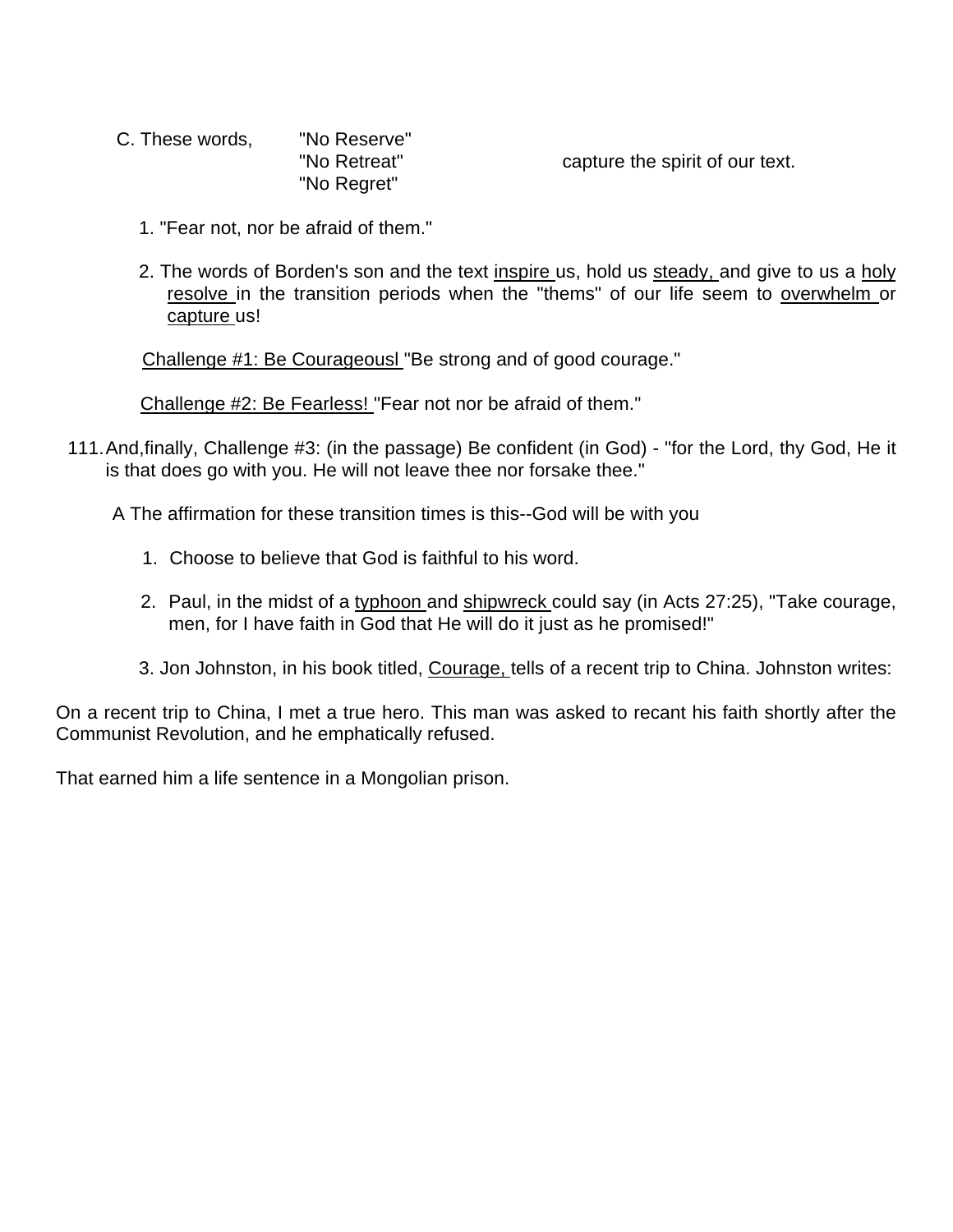C. These words, "No Reserve" "No Retreat" "No Regret" capture the spirit of our text.

1. "Fear not, nor be afraid of them."

2. The words of Borden's son and the text <u>inspire</u> us, hold us <u>steady,</u> and give to us a <u>holy resolve</u> in the transition periods when the "thems" of our life seem to <u>overwhelm</u> or <u>capture</u> us!

<u>Challenge #1: Be Courageousl</u> "Be strong and of good courage."

<u>Challenge #2: Be Fearless!</u> "Fear not nor be afraid of them."

111. And,finally, Challenge #3: (in the passage) Be confident (in God) - "for the Lord, thy God, He it is that does go with you. He will not leave thee nor forsake thee."

A The affirmation for these transition times is this--God will be with you

1. Choose to believe that God is faithful to his word.

2. Paul, in the midst of a <u>typhoon</u> and <u>shipwreck</u> could say (in Acts 27:25), "Take courage, men, for I have faith in God that He will do it just as he promised!"

3. Jon Johnston, in his book titled, <u>Courage,</u> tells of a recent trip to China. Johnston writes:

On a recent trip to China, I met a true hero. This man was asked to recant his faith shortly after the Communist Revolution, and he emphatically refused.

That earned him a life sentence in a Mongolian prison.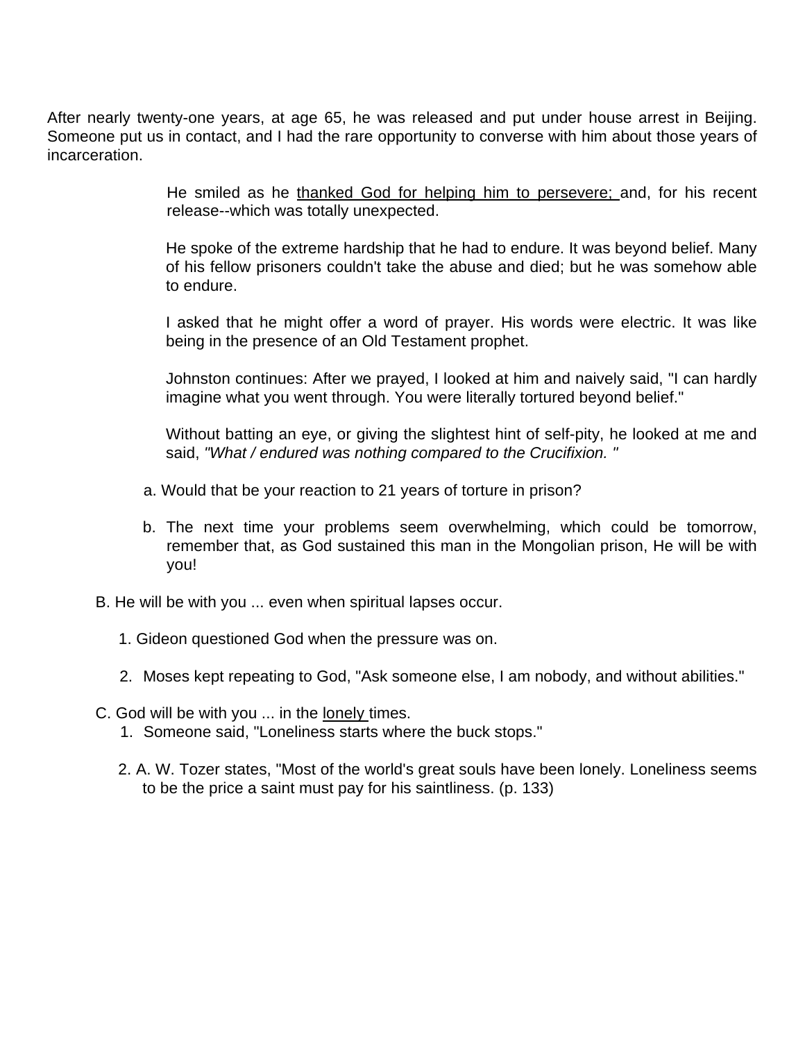After nearly twenty-one years, at age 65, he was released and put under house arrest in Beijing. Someone put us in contact, and I had the rare opportunity to converse with him about those years of incarceration.

> He smiled as he <u>thanked God for helping him to persevere;</u> and, for his recent release--which was totally unexpected.
>
> He spoke of the extreme hardship that he had to endure. It was beyond belief. Many of his fellow prisoners couldn't take the abuse and died; but he was somehow able to endure.
>
> I asked that he might offer a word of prayer. His words were electric. It was like being in the presence of an Old Testament prophet.
>
> Johnston continues: After we prayed, I looked at him and naively said, "I can hardly imagine what you went through. You were literally tortured beyond belief."
>
> Without batting an eye, or giving the slightest hint of self-pity, he looked at me and said, *"What / endured was nothing compared to the Crucifixion. "*

a. Would that be your reaction to 21 years of torture in prison?

b. The next time your problems seem overwhelming, which could be tomorrow, remember that, as God sustained this man in the Mongolian prison, He will be with you!

B. He will be with you ... even when spiritual lapses occur.

1. Gideon questioned God when the pressure was on.
2. Moses kept repeating to God, "Ask someone else, I am nobody, and without abilities."

C. God will be with you ... in the <u>lonely</u> times.

1. Someone said, "Loneliness starts where the buck stops."
2. A. W. Tozer states, "Most of the world's great souls have been lonely. Loneliness seems to be the price a saint must pay for his saintliness. (p. 133)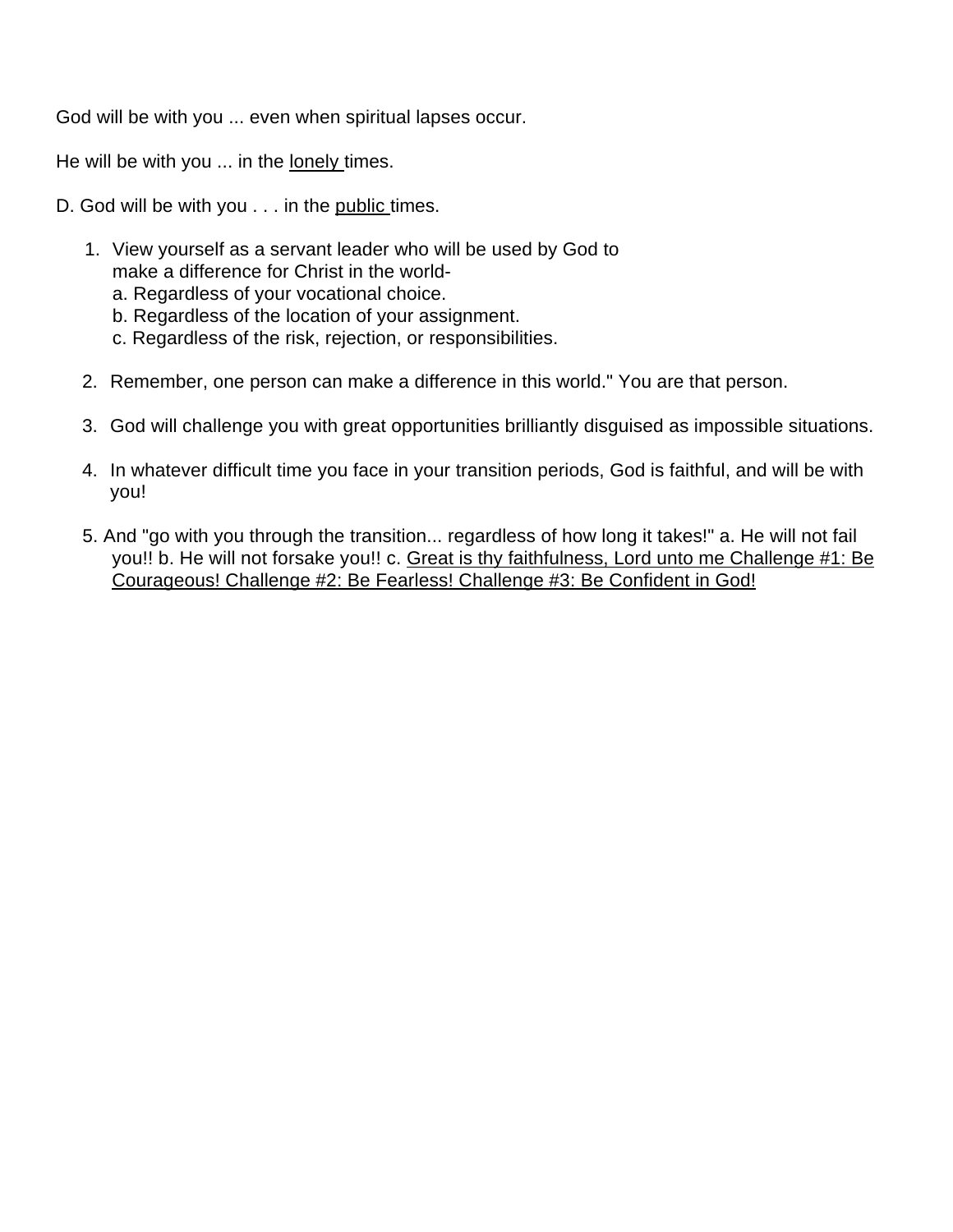God will be with you ... even when spiritual lapses occur.

He will be with you ... in the <u>lonely</u> times.

D. God will be with you . . . in the <u>public</u> times.

1. View yourself as a servant leader who will be used by God to make a difference for Christ in the world-
   a. Regardless of your vocational choice.
   b. Regardless of the location of your assignment.
   c. Regardless of the risk, rejection, or responsibilities.

2. Remember, one person can make a difference in this world." You are that person.

3. God will challenge you with great opportunities brilliantly disguised as impossible situations.

4. In whatever difficult time you face in your transition periods, God is faithful, and will be with you!

5. And "go with you through the transition... regardless of how long it takes!" a. He will not fail you!! b. He will not forsake you!! c. <u>Great is thy faithfulness, Lord unto me Challenge #1: Be Courageous! Challenge #2: Be Fearless! Challenge #3: Be Confident in God!</u>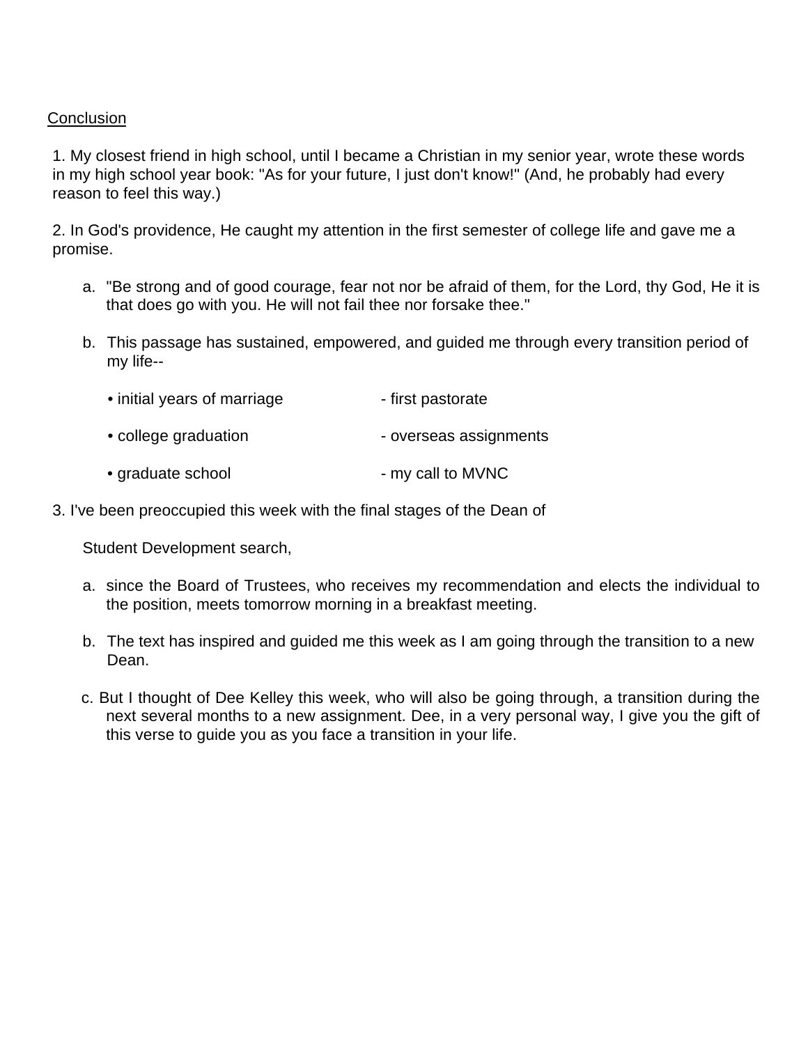Conclusion

1. My closest friend in high school, until I became a Christian in my senior year, wrote these words in my high school year book: "As for your future, I just don't know!" (And, he probably had every reason to feel this way.)

2. In God's providence, He caught my attention in the first semester of college life and gave me a promise.

   a. "Be strong and of good courage, fear not nor be afraid of them, for the Lord, thy God, He it is that does go with you. He will not fail thee nor forsake thee."

   b. This passage has sustained, empowered, and guided me through every transition period of my life--

      • initial years of marriage — - first pastorate

      • college graduation — - overseas assignments

      • graduate school — - my call to MVNC

3. I've been preoccupied this week with the final stages of the Dean of

   Student Development search,

   a. since the Board of Trustees, who receives my recommendation and elects the individual to the position, meets tomorrow morning in a breakfast meeting.

   b. The text has inspired and guided me this week as I am going through the transition to a new Dean.

   c. But I thought of Dee Kelley this week, who will also be going through, a transition during the next several months to a new assignment. Dee, in a very personal way, I give you the gift of this verse to guide you as you face a transition in your life.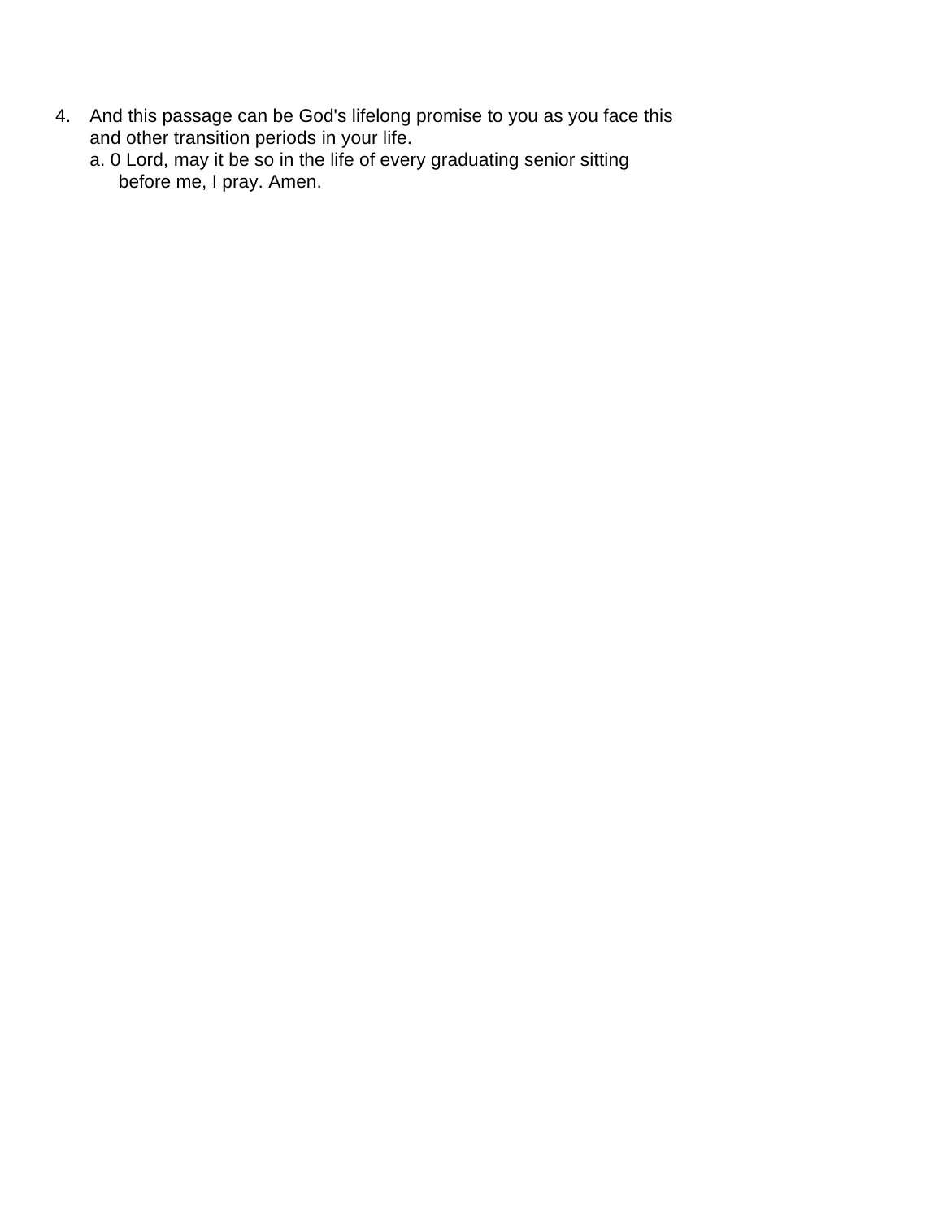4. And this passage can be God's lifelong promise to you as you face this and other transition periods in your life.
   a. 0 Lord, may it be so in the life of every graduating senior sitting before me, I pray. Amen.